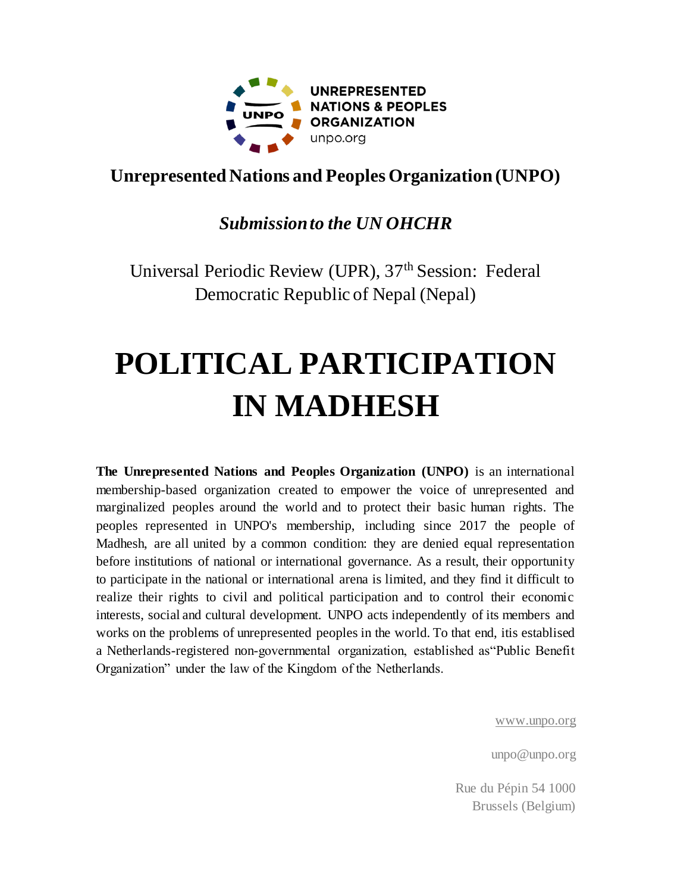UNREPRESENTED NATIONS & PEOPLES ORGANIZATION
unpo.org

## Unrepresented Nations and Peoples Organization (UNPO)

### *Submission to the UN OHCHR*

Universal Periodic Review (UPR), 37th Session: Federal Democratic Republic of Nepal (Nepal)

# POLITICAL PARTICIPATION IN MADHESH

**The Unrepresented Nations and Peoples Organization (UNPO)** is an international membership-based organization created to empower the voice of unrepresented and marginalized peoples around the world and to protect their basic human rights. The peoples represented in UNPO's membership, including since 2017 the people of Madhesh, are all united by a common condition: they are denied equal representation before institutions of national or international governance. As a result, their opportunity to participate in the national or international arena is limited, and they find it difficult to realize their rights to civil and political participation and to control their economic interests, social and cultural development. UNPO acts independently of its members and works on the problems of unrepresented peoples in the world. To that end, itis established a Netherlands-registered non-governmental organization, established as"Public Benefit Organization" under the law of the Kingdom of the Netherlands.

www.unpo.org

unpo@unpo.org

Rue du Pépin 54 1000
Brussels (Belgium)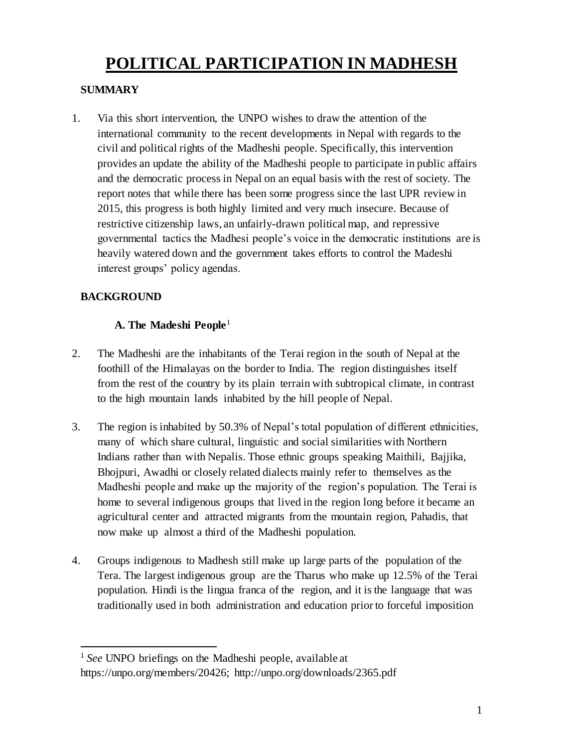# POLITICAL PARTICIPATION IN MADHESH

## SUMMARY

1. Via this short intervention, the UNPO wishes to draw the attention of the international community to the recent developments in Nepal with regards to the civil and political rights of the Madheshi people. Specifically, this intervention provides an update the ability of the Madheshi people to participate in public affairs and the democratic process in Nepal on an equal basis with the rest of society. The report notes that while there has been some progress since the last UPR review in 2015, this progress is both highly limited and very much insecure. Because of restrictive citizenship laws, an unfairly-drawn political map, and repressive governmental tactics the Madhesi people's voice in the democratic institutions are is heavily watered down and the government takes efforts to control the Madeshi interest groups' policy agendas.

## BACKGROUND

### A. The Madeshi People[1]

2. The Madheshi are the inhabitants of the Terai region in the south of Nepal at the foothill of the Himalayas on the border to India. The region distinguishes itself from the rest of the country by its plain terrain with subtropical climate, in contrast to the high mountain lands inhabited by the hill people of Nepal.

3. The region is inhabited by 50.3% of Nepal's total population of different ethnicities, many of which share cultural, linguistic and social similarities with Northern Indians rather than with Nepalis. Those ethnic groups speaking Maithili, Bajjika, Bhojpuri, Awadhi or closely related dialects mainly refer to themselves as the Madheshi people and make up the majority of the region's population. The Terai is home to several indigenous groups that lived in the region long before it became an agricultural center and attracted migrants from the mountain region, Pahadis, that now make up almost a third of the Madheshi population.

4. Groups indigenous to Madhesh still make up large parts of the population of the Tera. The largest indigenous group are the Tharus who make up 12.5% of the Terai population. Hindi is the lingua franca of the region, and it is the language that was traditionally used in both administration and education prior to forceful imposition

---

[1] *See* UNPO briefings on the Madheshi people, available at https://unpo.org/members/20426; http://unpo.org/downloads/2365.pdf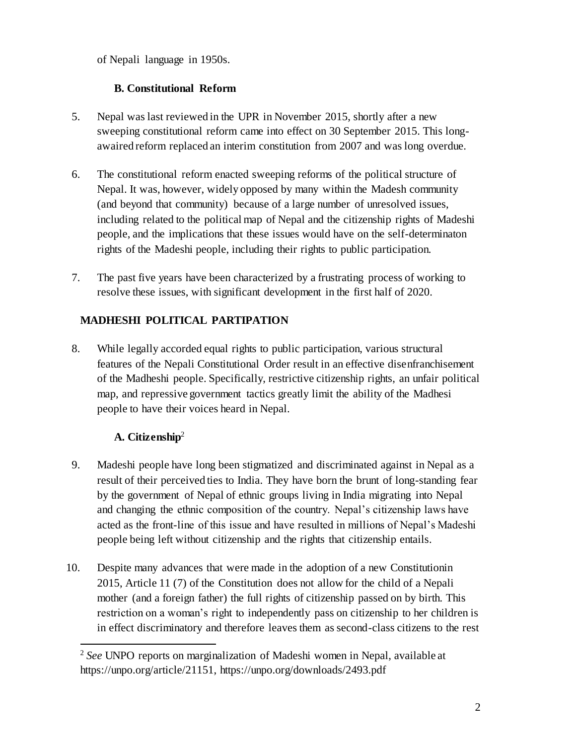of Nepali language in 1950s.

### B. Constitutional Reform

5. Nepal was last reviewed in the UPR in November 2015, shortly after a new sweeping constitutional reform came into effect on 30 September 2015. This long-awaired reform replaced an interim constitution from 2007 and was long overdue.

6. The constitutional reform enacted sweeping reforms of the political structure of Nepal. It was, however, widely opposed by many within the Madesh community (and beyond that community) because of a large number of unresolved issues, including related to the political map of Nepal and the citizenship rights of Madeshi people, and the implications that these issues would have on the self-determinaton rights of the Madeshi people, including their rights to public participation.

7. The past five years have been characterized by a frustrating process of working to resolve these issues, with significant development in the first half of 2020.

## MADHESHI POLITICAL PARTIPATION

8. While legally accorded equal rights to public participation, various structural features of the Nepali Constitutional Order result in an effective disenfranchisement of the Madheshi people. Specifically, restrictive citizenship rights, an unfair political map, and repressive government tactics greatly limit the ability of the Madhesi people to have their voices heard in Nepal.

### A. Citizenship[2]

9. Madeshi people have long been stigmatized and discriminated against in Nepal as a result of their perceived ties to India. They have born the brunt of long-standing fear by the government of Nepal of ethnic groups living in India migrating into Nepal and changing the ethnic composition of the country. Nepal's citizenship laws have acted as the front-line of this issue and have resulted in millions of Nepal's Madeshi people being left without citizenship and the rights that citizenship entails.

10. Despite many advances that were made in the adoption of a new Constitutionin 2015, Article 11 (7) of the Constitution does not allow for the child of a Nepali mother (and a foreign father) the full rights of citizenship passed on by birth. This restriction on a woman's right to independently pass on citizenship to her children is in effect discriminatory and therefore leaves them as second-class citizens to the rest

[2] *See* UNPO reports on marginalization of Madeshi women in Nepal, available at https://unpo.org/article/21151, https://unpo.org/downloads/2493.pdf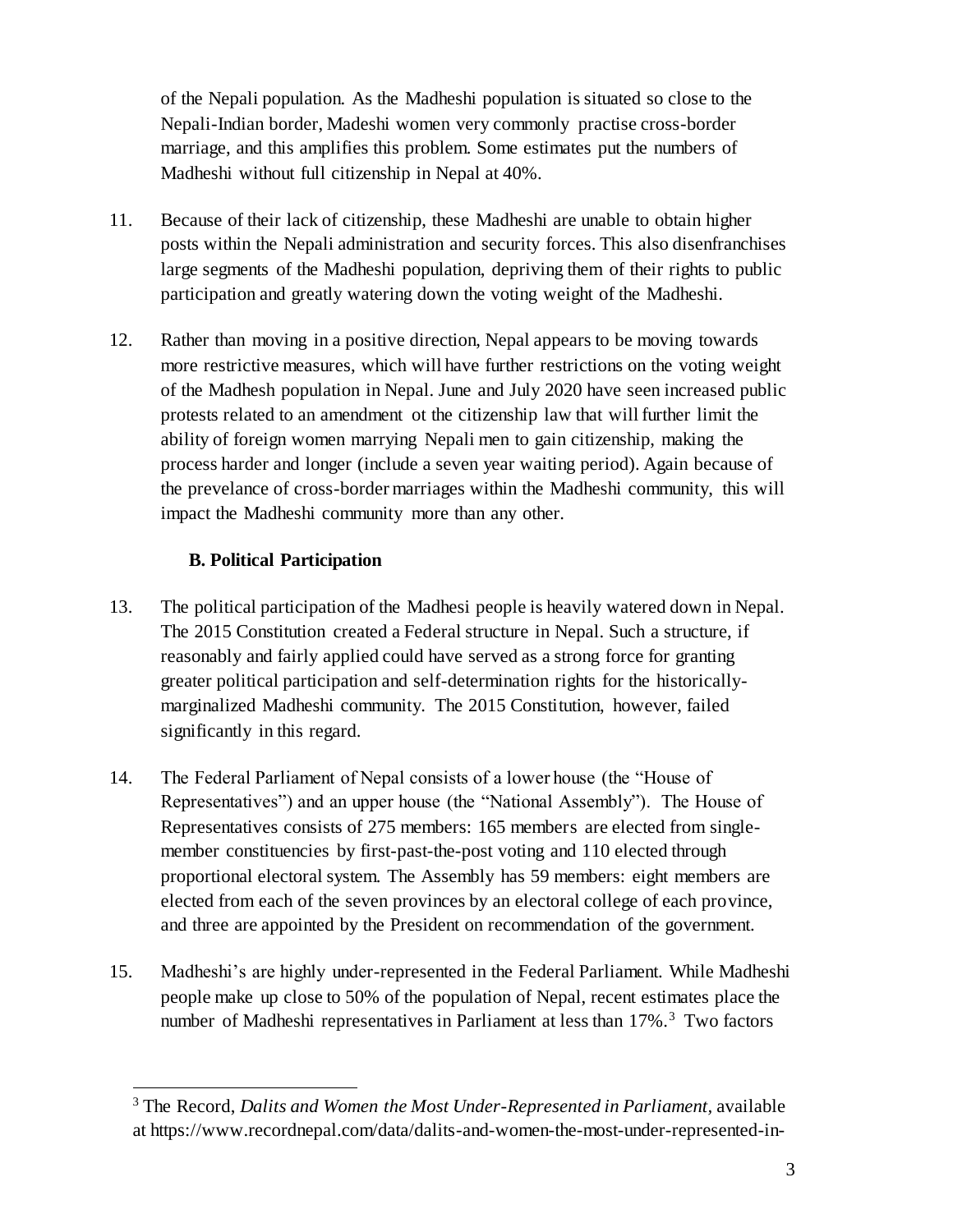of the Nepali population. As the Madheshi population is situated so close to the Nepali-Indian border, Madeshi women very commonly practise cross-border marriage, and this amplifies this problem. Some estimates put the numbers of Madheshi without full citizenship in Nepal at 40%.

11. Because of their lack of citizenship, these Madheshi are unable to obtain higher posts within the Nepali administration and security forces. This also disenfranchises large segments of the Madheshi population, depriving them of their rights to public participation and greatly watering down the voting weight of the Madheshi.

12. Rather than moving in a positive direction, Nepal appears to be moving towards more restrictive measures, which will have further restrictions on the voting weight of the Madhesh population in Nepal. June and July 2020 have seen increased public protests related to an amendment ot the citizenship law that will further limit the ability of foreign women marrying Nepali men to gain citizenship, making the process harder and longer (include a seven year waiting period). Again because of the prevelance of cross-border marriages within the Madheshi community, this will impact the Madheshi community more than any other.

### B. Political Participation

13. The political participation of the Madhesi people is heavily watered down in Nepal. The 2015 Constitution created a Federal structure in Nepal. Such a structure, if reasonably and fairly applied could have served as a strong force for granting greater political participation and self-determination rights for the historically-marginalized Madheshi community. The 2015 Constitution, however, failed significantly in this regard.

14. The Federal Parliament of Nepal consists of a lower house (the "House of Representatives") and an upper house (the "National Assembly"). The House of Representatives consists of 275 members: 165 members are elected from single-member constituencies by first-past-the-post voting and 110 elected through proportional electoral system. The Assembly has 59 members: eight members are elected from each of the seven provinces by an electoral college of each province, and three are appointed by the President on recommendation of the government.

15. Madheshi's are highly under-represented in the Federal Parliament. While Madheshi people make up close to 50% of the population of Nepal, recent estimates place the number of Madheshi representatives in Parliament at less than 17%.[3] Two factors

[3] The Record, *Dalits and Women the Most Under-Represented in Parliament*, available at https://www.recordnepal.com/data/dalits-and-women-the-most-under-represented-in-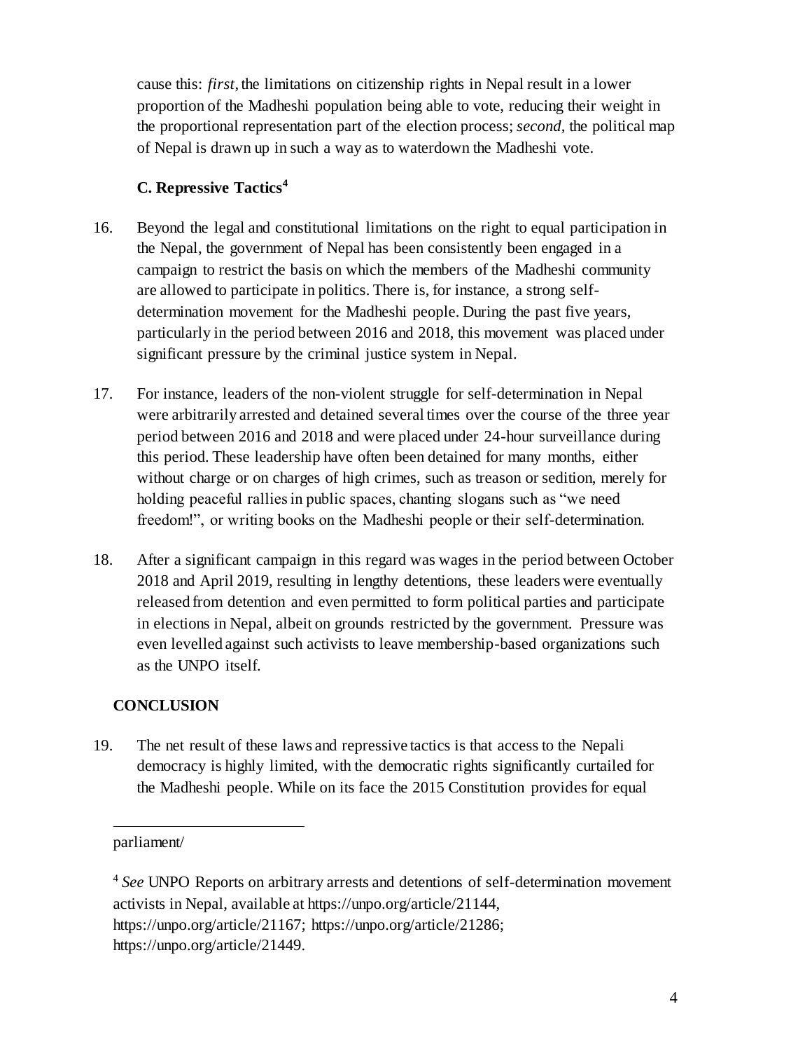cause this: *first*, the limitations on citizenship rights in Nepal result in a lower proportion of the Madheshi population being able to vote, reducing their weight in the proportional representation part of the election process; *second*, the political map of Nepal is drawn up in such a way as to waterdown the Madheshi vote.

### C. Repressive Tactics[4]

16. Beyond the legal and constitutional limitations on the right to equal participation in the Nepal, the government of Nepal has been consistently been engaged in a campaign to restrict the basis on which the members of the Madheshi community are allowed to participate in politics. There is, for instance, a strong self-determination movement for the Madheshi people. During the past five years, particularly in the period between 2016 and 2018, this movement was placed under significant pressure by the criminal justice system in Nepal.

17. For instance, leaders of the non-violent struggle for self-determination in Nepal were arbitrarily arrested and detained several times over the course of the three year period between 2016 and 2018 and were placed under 24-hour surveillance during this period. These leadership have often been detained for many months, either without charge or on charges of high crimes, such as treason or sedition, merely for holding peaceful rallies in public spaces, chanting slogans such as "we need freedom!", or writing books on the Madheshi people or their self-determination.

18. After a significant campaign in this regard was wages in the period between October 2018 and April 2019, resulting in lengthy detentions, these leaders were eventually released from detention and even permitted to form political parties and participate in elections in Nepal, albeit on grounds restricted by the government. Pressure was even levelled against such activists to leave membership-based organizations such as the UNPO itself.

### CONCLUSION

19. The net result of these laws and repressive tactics is that access to the Nepali democracy is highly limited, with the democratic rights significantly curtailed for the Madheshi people. While on its face the 2015 Constitution provides for equal

---

parliament/

[4] *See* UNPO Reports on arbitrary arrests and detentions of self-determination movement activists in Nepal, available at https://unpo.org/article/21144, https://unpo.org/article/21167; https://unpo.org/article/21286; https://unpo.org/article/21449.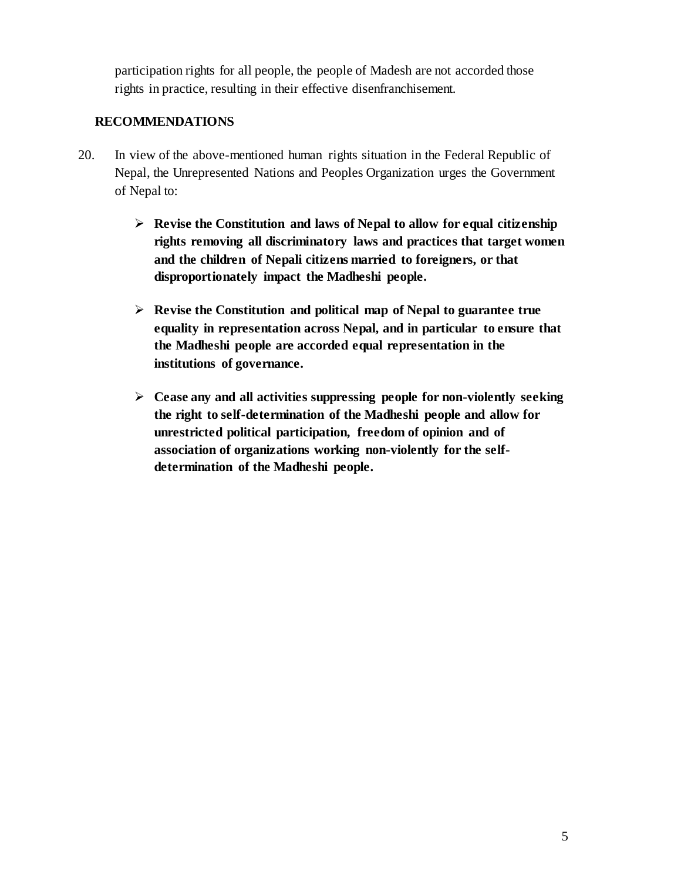participation rights for all people, the people of Madesh are not accorded those rights in practice, resulting in their effective disenfranchisement.

## RECOMMENDATIONS

20. In view of the above-mentioned human rights situation in the Federal Republic of Nepal, the Unrepresented Nations and Peoples Organization urges the Government of Nepal to:

- **Revise the Constitution and laws of Nepal to allow for equal citizenship rights removing all discriminatory laws and practices that target women and the children of Nepali citizens married to foreigners, or that disproportionately impact the Madheshi people.**

- **Revise the Constitution and political map of Nepal to guarantee true equality in representation across Nepal, and in particular to ensure that the Madheshi people are accorded equal representation in the institutions of governance.**

- **Cease any and all activities suppressing people for non-violently seeking the right to self-determination of the Madheshi people and allow for unrestricted political participation, freedom of opinion and of association of organizations working non-violently for the self-determination of the Madheshi people.**